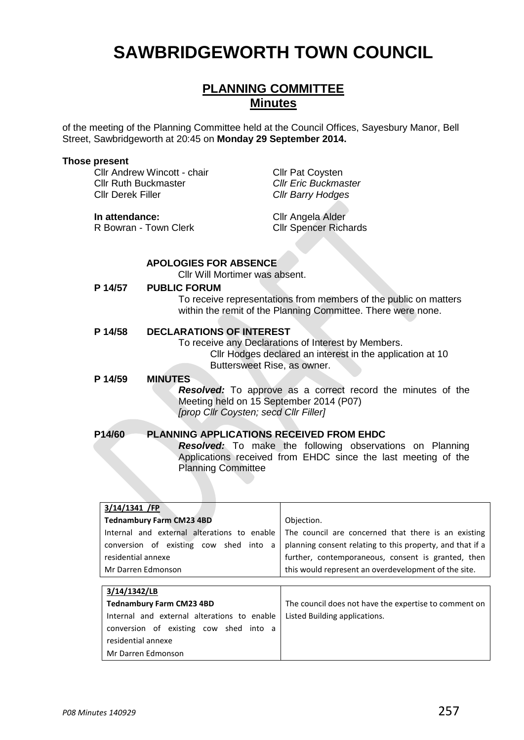# SAWBRIDGEWORTH TOWN COUNCIL

## PLANNING COMMITTEE
## Minutes

of the meeting of the Planning Committee held at the Council Offices, Sayesbury Manor, Bell Street, Sawbridgeworth at 20:45 on **Monday 29 September 2014.**

**Those present**

Cllr Andrew Wincott - chair
Cllr Ruth Buckmaster
Cllr Derek Filler
Cllr Pat Coysten
*Cllr Eric Buckmaster*
*Cllr Barry Hodges*

**In attendance:**
R Bowran - Town Clerk
Cllr Angela Alder
Cllr Spencer Richards

**APOLOGIES FOR ABSENCE**

Cllr Will Mortimer was absent.

**P 14/57 PUBLIC FORUM**

To receive representations from members of the public on matters within the remit of the Planning Committee. There were none.

**P 14/58 DECLARATIONS OF INTEREST**

To receive any Declarations of Interest by Members.

Cllr Hodges declared an interest in the application at 10 Buttersweet Rise, as owner.

**P 14/59 MINUTES**

***Resolved:*** To approve as a correct record the minutes of the Meeting held on 15 September 2014 (P07)
*[prop Cllr Coysten; secd Cllr Filler]*

**P14/60 PLANNING APPLICATIONS RECEIVED FROM EHDC**

***Resolved:*** To make the following observations on Planning Applications received from EHDC since the last meeting of the Planning Committee

| Application | Observation |
|---|---|
| **3/14/1341 /FP**<br>**Tednambury Farm CM23 4BD**<br>Internal and external alterations to enable conversion of existing cow shed into a residential annexe<br>Mr Darren Edmonson | Objection.<br>The council are concerned that there is an existing planning consent relating to this property, and that if a further, contemporaneous, consent is granted, then this would represent an overdevelopment of the site. |
| **3/14/1342/LB**<br>**Tednambury Farm CM23 4BD**<br>Internal and external alterations to enable conversion of existing cow shed into a residential annexe<br>Mr Darren Edmonson | The council does not have the expertise to comment on Listed Building applications. |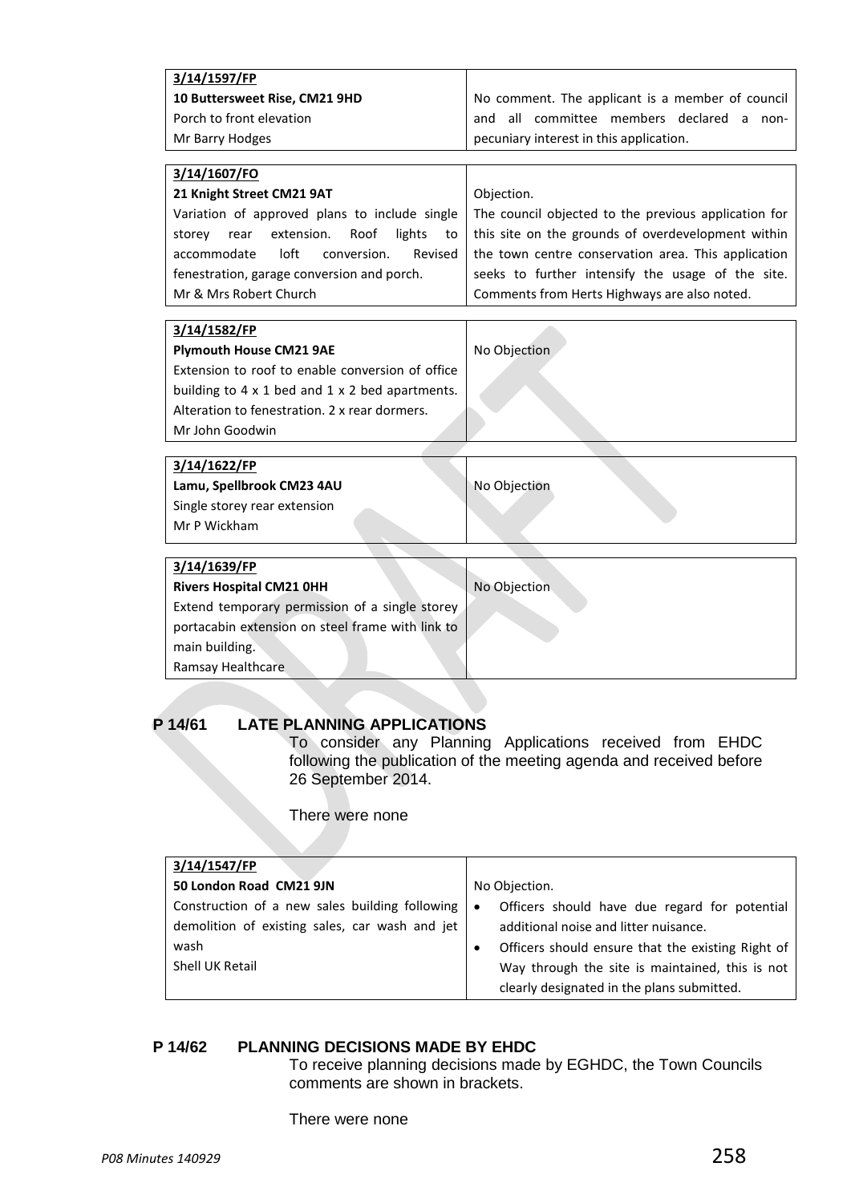| Application | Comment |
|---|---|
| **3/14/1597/FP**<br>**10 Buttersweet Rise, CM21 9HD**<br>Porch to front elevation<br>Mr Barry Hodges | No comment. The applicant is a member of council and all committee members declared a non-pecuniary interest in this application. |

| Application | Comment |
|---|---|
| **3/14/1607/FO**<br>**21 Knight Street CM21 9AT**<br>Variation of approved plans to include single storey rear extension. Roof lights to accommodate loft conversion. Revised fenestration, garage conversion and porch.<br>Mr & Mrs Robert Church | Objection.<br>The council objected to the previous application for this site on the grounds of overdevelopment within the town centre conservation area. This application seeks to further intensify the usage of the site. Comments from Herts Highways are also noted. |

| Application | Comment |
|---|---|
| **3/14/1582/FP**<br>**Plymouth House CM21 9AE**<br>Extension to roof to enable conversion of office building to 4 x 1 bed and 1 x 2 bed apartments. Alteration to fenestration. 2 x rear dormers.<br>Mr John Goodwin | No Objection |

| Application | Comment |
|---|---|
| **3/14/1622/FP**<br>**Lamu, Spellbrook CM23 4AU**<br>Single storey rear extension<br>Mr P Wickham | No Objection |

| Application | Comment |
|---|---|
| **3/14/1639/FP**<br>**Rivers Hospital CM21 0HH**<br>Extend temporary permission of a single storey portacabin extension on steel frame with link to main building.<br>Ramsay Healthcare | No Objection |

## P 14/61 LATE PLANNING APPLICATIONS

To consider any Planning Applications received from EHDC following the publication of the meeting agenda and received before 26 September 2014.

There were none

| Application | Comment |
|---|---|
| **3/14/1547/FP**<br>**50 London Road CM21 9JN**<br>Construction of a new sales building following demolition of existing sales, car wash and jet wash<br>Shell UK Retail | No Objection.<br>• Officers should have due regard for potential additional noise and litter nuisance.<br>• Officers should ensure that the existing Right of Way through the site is maintained, this is not clearly designated in the plans submitted. |

## P 14/62 PLANNING DECISIONS MADE BY EHDC

To receive planning decisions made by EGHDC, the Town Councils comments are shown in brackets.

There were none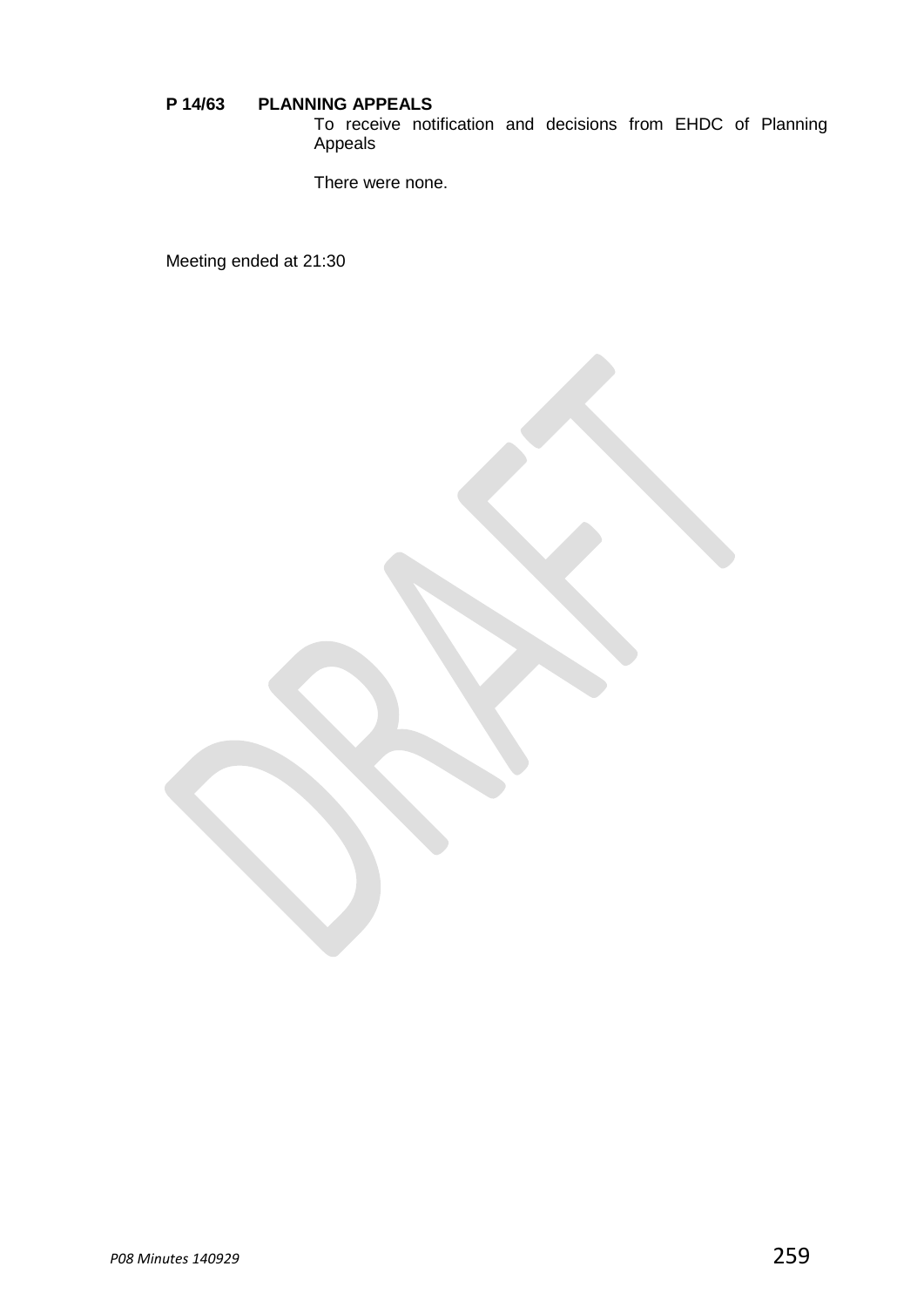**P 14/63 PLANNING APPEALS**

To receive notification and decisions from EHDC of Planning Appeals

There were none.

Meeting ended at 21:30